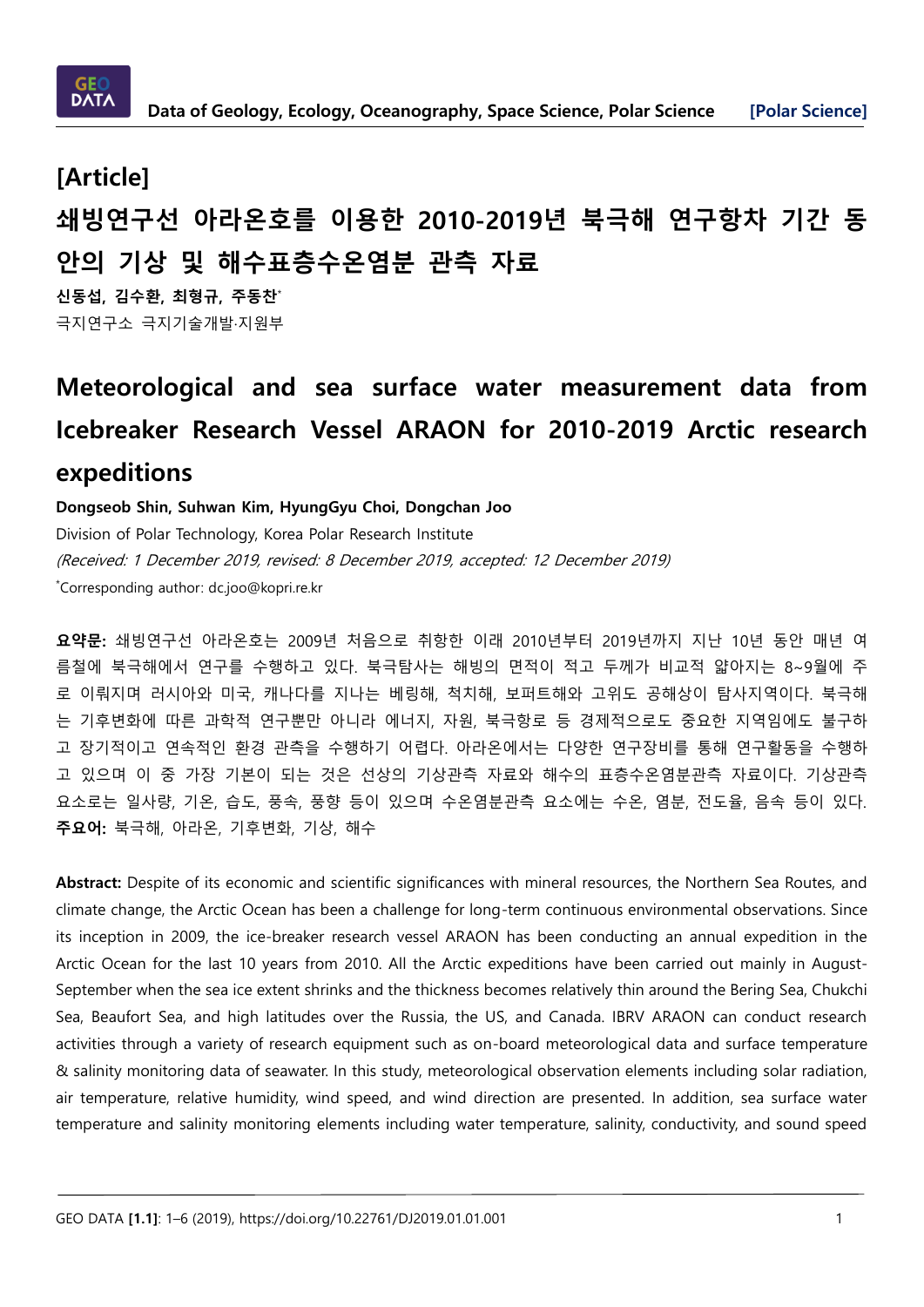[Article]

# 쇄빙연구선 아라온호를 이용한 2010-2019년 북극해 연구항차 기간 동안의 기상 및 해수표층수온염분 관측 자료

**신동섭, 김수환, 최형규, 주동찬***

극지연구소 극지기술개발·지원부

# Meteorological and sea surface water measurement data from Icebreaker Research Vessel ARAON for 2010-2019 Arctic research expeditions

**Dongseob Shin, Suhwan Kim, HyungGyu Choi, Dongchan Joo**

Division of Polar Technology, Korea Polar Research Institute

*(Received: 1 December 2019, revised: 8 December 2019, accepted: 12 December 2019)*

*Corresponding author: dc.joo@kopri.re.kr

**요약문:** 쇄빙연구선 아라온호는 2009년 처음으로 취항한 이래 2010년부터 2019년까지 지난 10년 동안 매년 여름철에 북극해에서 연구를 수행하고 있다. 북극탐사는 해빙의 면적이 적고 두께가 비교적 얇아지는 8~9월에 주로 이뤄지며 러시아와 미국, 캐나다를 지나는 베링해, 척치해, 보퍼트해와 고위도 공해상이 탐사지역이다. 북극해는 기후변화에 따른 과학적 연구뿐만 아니라 에너지, 자원, 북극항로 등 경제적으로도 중요한 지역임에도 불구하고 장기적이고 연속적인 환경 관측을 수행하기 어렵다. 아라온에서는 다양한 연구장비를 통해 연구활동을 수행하고 있으며 이 중 가장 기본이 되는 것은 선상의 기상관측 자료와 해수의 표층수온염분관측 자료이다. 기상관측 요소로는 일사량, 기온, 습도, 풍속, 풍향 등이 있으며 수온염분관측 요소에는 수온, 염분, 전도율, 음속 등이 있다.

**주요어:** 북극해, 아라온, 기후변화, 기상, 해수

**Abstract:** Despite of its economic and scientific significances with mineral resources, the Northern Sea Routes, and climate change, the Arctic Ocean has been a challenge for long-term continuous environmental observations. Since its inception in 2009, the ice-breaker research vessel ARAON has been conducting an annual expedition in the Arctic Ocean for the last 10 years from 2010. All the Arctic expeditions have been carried out mainly in August-September when the sea ice extent shrinks and the thickness becomes relatively thin around the Bering Sea, Chukchi Sea, Beaufort Sea, and high latitudes over the Russia, the US, and Canada. IBRV ARAON can conduct research activities through a variety of research equipment such as on-board meteorological data and surface temperature & salinity monitoring data of seawater. In this study, meteorological observation elements including solar radiation, air temperature, relative humidity, wind speed, and wind direction are presented. In addition, sea surface water temperature and salinity monitoring elements including water temperature, salinity, conductivity, and sound speed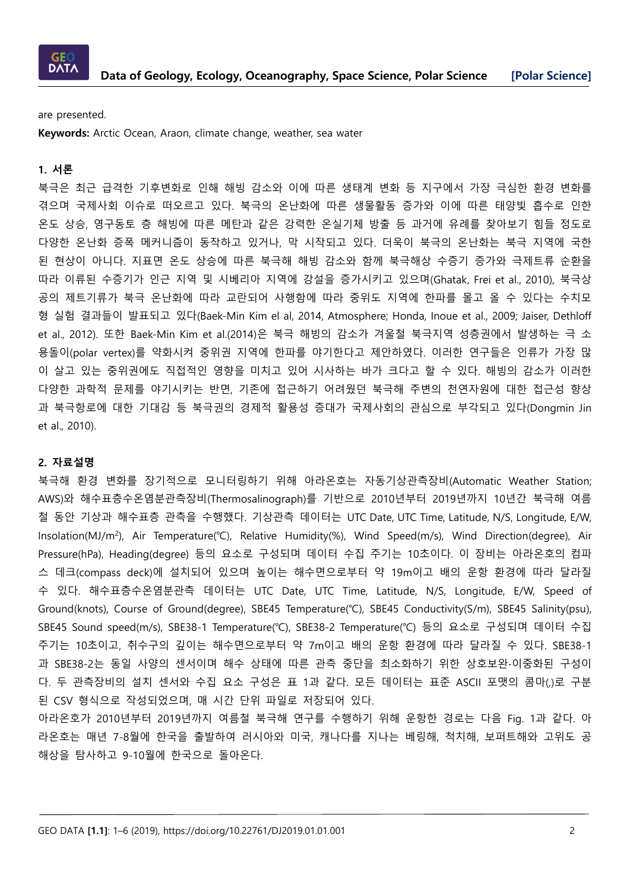are presented.

**Keywords:** Arctic Ocean, Araon, climate change, weather, sea water

## 1. 서론

북극은 최근 급격한 기후변화로 인해 해빙 감소와 이에 따른 생태계 변화 등 지구에서 가장 극심한 환경 변화를 겪으며 국제사회 이슈로 떠오르고 있다. 북극의 온난화에 따른 생물활동 증가와 이에 따른 태양빛 흡수로 인한 온도 상승, 영구동토 층 해빙에 따른 메탄과 같은 강력한 온실기체 방출 등 과거에 유례를 찾아보기 힘들 정도로 다양한 온난화 증폭 메커니즘이 동작하고 있거나, 막 시작되고 있다. 더욱이 북극의 온난화는 북극 지역에 국한된 현상이 아니다. 지표면 온도 상승에 따른 북극해 해빙 감소와 함께 북극해상 수증기 증가와 극제트류 순환을 따라 이류된 수증기가 인근 지역 및 시베리아 지역에 강설을 증가시키고 있으며(Ghatak, Frei et al., 2010), 북극상공의 제트기류가 북극 온난화에 따라 교란되어 사행함에 따라 중위도 지역에 한파를 몰고 올 수 있다는 수치모형 실험 결과들이 발표되고 있다(Baek-Min Kim el al, 2014, Atmosphere; Honda, Inoue et al., 2009; Jaiser, Dethloff et al., 2012). 또한 Baek-Min Kim et al.(2014)은 북극 해빙의 감소가 겨울철 북극지역 성층권에서 발생하는 극 소용돌이(polar vertex)를 약화시켜 중위권 지역에 한파를 야기한다고 제안하였다. 이러한 연구들은 인류가 가장 많이 살고 있는 중위권에도 직접적인 영향을 미치고 있어 시사하는 바가 크다고 할 수 있다. 해빙의 감소가 이러한 다양한 과학적 문제를 야기시키는 반면, 기존에 접근하기 어려웠던 북극해 주변의 천연자원에 대한 접근성 향상과 북극항로에 대한 기대감 등 북극권의 경제적 활용성 증대가 국제사회의 관심으로 부각되고 있다(Dongmin Jin et al., 2010).

## 2. 자료설명

북극해 환경 변화를 장기적으로 모니터링하기 위해 아라온호는 자동기상관측장비(Automatic Weather Station; AWS)와 해수표층수온염분관측장비(Thermosalinograph)를 기반으로 2010년부터 2019년까지 10년간 북극해 여름철 동안 기상과 해수표층 관측을 수행했다. 기상관측 데이터는 UTC Date, UTC Time, Latitude, N/S, Longitude, E/W, Insolation(MJ/m$^2$), Air Temperature(℃), Relative Humidity(%), Wind Speed(m/s), Wind Direction(degree), Air Pressure(hPa), Heading(degree) 등의 요소로 구성되며 데이터 수집 주기는 10초이다. 이 장비는 아라온호의 컴파스 데크(compass deck)에 설치되어 있으며 높이는 해수면으로부터 약 19m이고 배의 운항 환경에 따라 달라질 수 있다. 해수표층수온염분관측 데이터는 UTC Date, UTC Time, Latitude, N/S, Longitude, E/W, Speed of Ground(knots), Course of Ground(degree), SBE45 Temperature(℃), SBE45 Conductivity(S/m), SBE45 Salinity(psu), SBE45 Sound speed(m/s), SBE38-1 Temperature(℃), SBE38-2 Temperature(℃) 등의 요소로 구성되며 데이터 수집 주기는 10초이고, 취수구의 깊이는 해수면으로부터 약 7m이고 배의 운항 환경에 따라 달라질 수 있다. SBE38-1과 SBE38-2는 동일 사양의 센서이며 해수 상태에 따른 관측 중단을 최소화하기 위한 상호보완·이중화된 구성이다. 두 관측장비의 설치 센서와 수집 요소 구성은 표 1과 같다. 모든 데이터는 표준 ASCII 포맷의 콤마(,)로 구분된 CSV 형식으로 작성되었으며, 매 시간 단위 파일로 저장되어 있다.

아라온호가 2010년부터 2019년까지 여름철 북극해 연구를 수행하기 위해 운항한 경로는 다음 Fig. 1과 같다. 아라온호는 매년 7-8월에 한국을 출발하여 러시아와 미국, 캐나다를 지나는 베링해, 척치해, 보퍼트해와 고위도 공해상을 탐사하고 9-10월에 한국으로 돌아온다.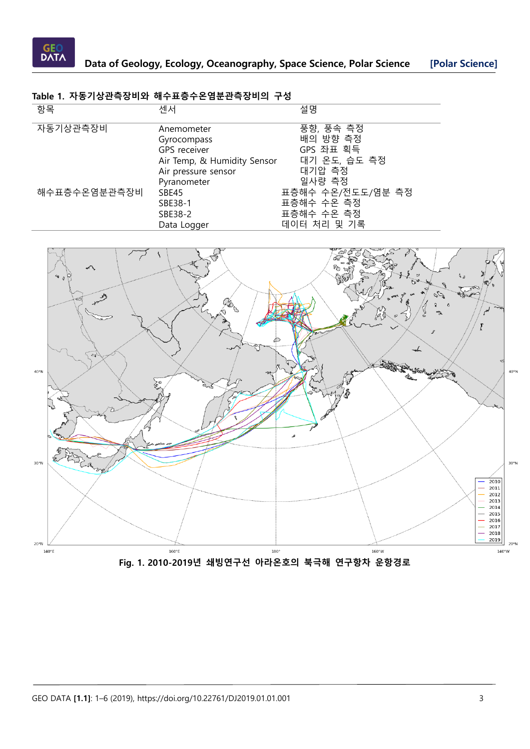Table 1. 자동기상관측장비와 해수표층수온염분관측장비의 구성

| 항목 | 센서 | 설명 |
|---|---|---|
| 자동기상관측장비 | Anemometer | 풍향, 풍속 측정 |
| | Gyrocompass | 배의 방향 측정 |
| | GPS receiver | GPS 좌표 획득 |
| | Air Temp, & Humidity Sensor | 대기 온도, 습도 측정 |
| | Air pressure sensor | 대기압 측정 |
| | Pyranometer | 일사량 측정 |
| 해수표층수온염분관측장비 | SBE45 | 표층해수 수온/전도도/염분 측정 |
| | SBE38-1 | 표층해수 수온 측정 |
| | SBE38-2 | 표층해수 수온 측정 |
| | Data Logger | 데이터 처리 및 기록 |

Fig. 1. 2010-2019년 쇄빙연구선 아라온호의 북극해 연구항차 운항경로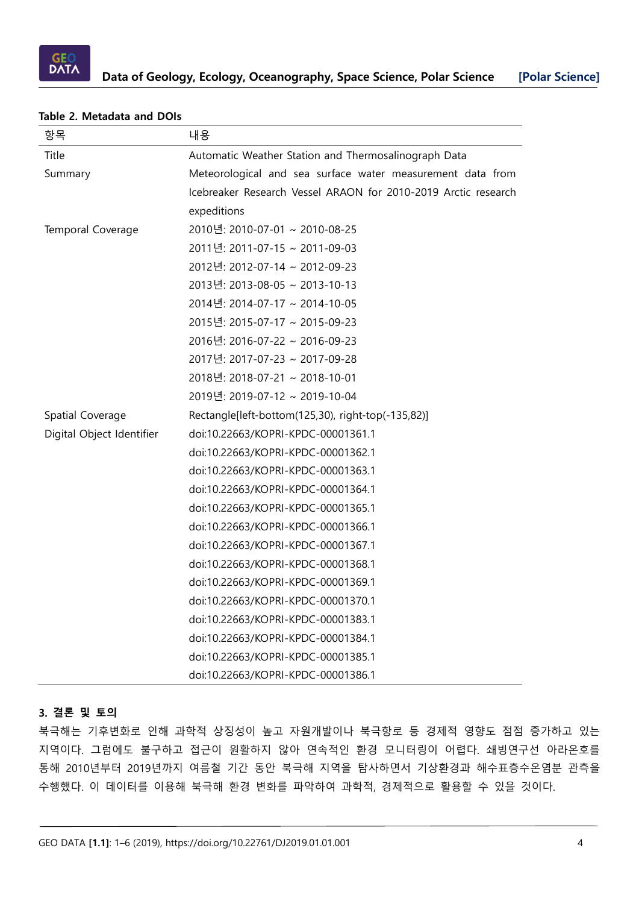**Table 2. Metadata and DOIs**

| 항목 | 내용 |
|---|---|
| Title | Automatic Weather Station and Thermosalinograph Data |
| Summary | Meteorological and sea surface water measurement data from Icebreaker Research Vessel ARAON for 2010-2019 Arctic research expeditions |
| Temporal Coverage | 2010년: 2010-07-01 ~ 2010-08-25<br>2011년: 2011-07-15 ~ 2011-09-03<br>2012년: 2012-07-14 ~ 2012-09-23<br>2013년: 2013-08-05 ~ 2013-10-13<br>2014년: 2014-07-17 ~ 2014-10-05<br>2015년: 2015-07-17 ~ 2015-09-23<br>2016년: 2016-07-22 ~ 2016-09-23<br>2017년: 2017-07-23 ~ 2017-09-28<br>2018년: 2018-07-21 ~ 2018-10-01<br>2019년: 2019-07-12 ~ 2019-10-04 |
| Spatial Coverage | Rectangle[left-bottom(125,30), right-top(-135,82)] |
| Digital Object Identifier | doi:10.22663/KOPRI-KPDC-00001361.1<br>doi:10.22663/KOPRI-KPDC-00001362.1<br>doi:10.22663/KOPRI-KPDC-00001363.1<br>doi:10.22663/KOPRI-KPDC-00001364.1<br>doi:10.22663/KOPRI-KPDC-00001365.1<br>doi:10.22663/KOPRI-KPDC-00001366.1<br>doi:10.22663/KOPRI-KPDC-00001367.1<br>doi:10.22663/KOPRI-KPDC-00001368.1<br>doi:10.22663/KOPRI-KPDC-00001369.1<br>doi:10.22663/KOPRI-KPDC-00001370.1<br>doi:10.22663/KOPRI-KPDC-00001383.1<br>doi:10.22663/KOPRI-KPDC-00001384.1<br>doi:10.22663/KOPRI-KPDC-00001385.1<br>doi:10.22663/KOPRI-KPDC-00001386.1 |

## 3. 결론 및 토의

북극해는 기후변화로 인해 과학적 상징성이 높고 자원개발이나 북극항로 등 경제적 영향도 점점 증가하고 있는 지역이다. 그럼에도 불구하고 접근이 원활하지 않아 연속적인 환경 모니터링이 어렵다. 쇄빙연구선 아라온호를 통해 2010년부터 2019년까지 여름철 기간 동안 북극해 지역을 탐사하면서 기상환경과 해수표층수온염분 관측을 수행했다. 이 데이터를 이용해 북극해 환경 변화를 파악하여 과학적, 경제적으로 활용할 수 있을 것이다.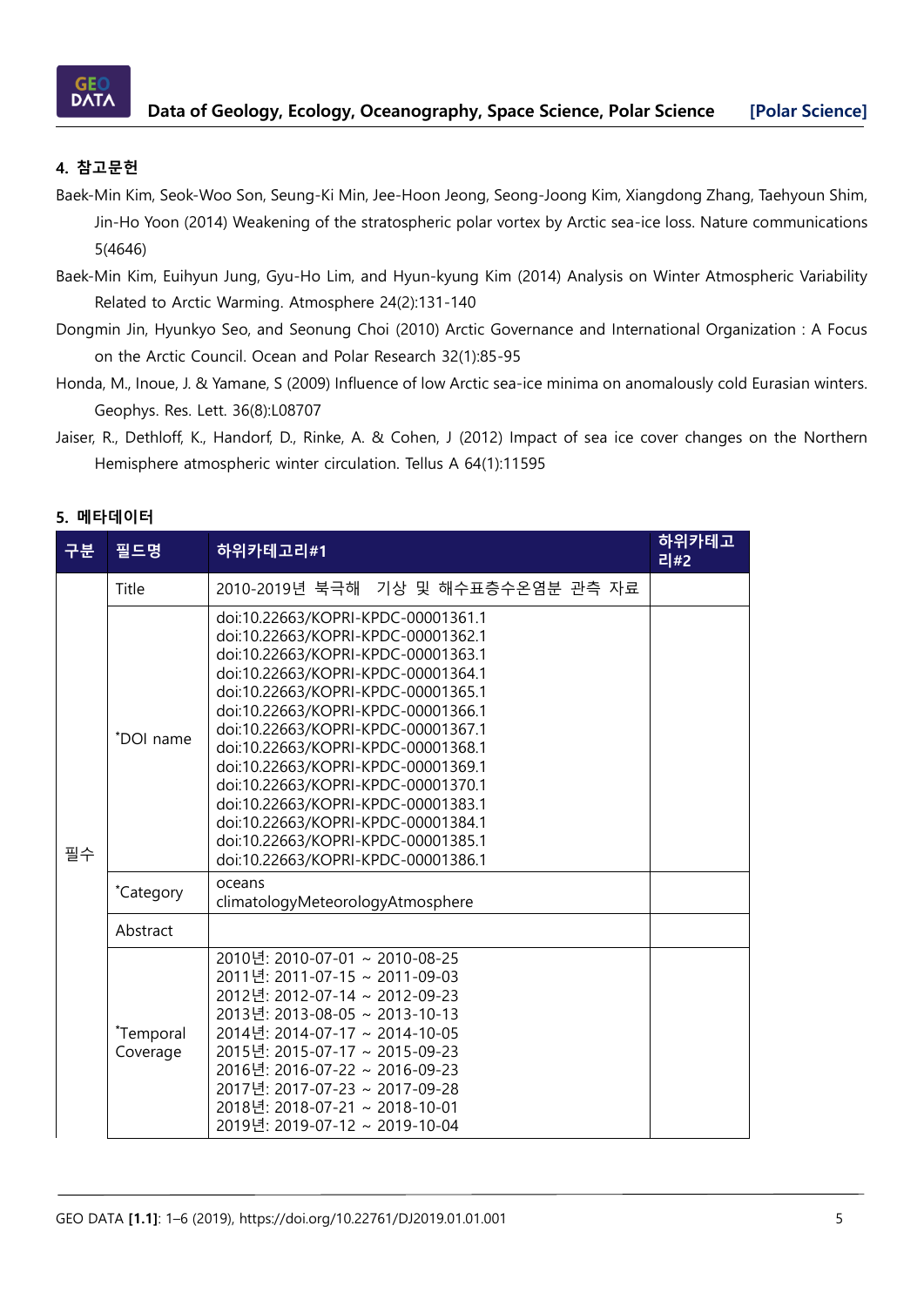## 4. 참고문헌

Baek-Min Kim, Seok-Woo Son, Seung-Ki Min, Jee-Hoon Jeong, Seong-Joong Kim, Xiangdong Zhang, Taehyoun Shim, Jin-Ho Yoon (2014) Weakening of the stratospheric polar vortex by Arctic sea-ice loss. Nature communications 5(4646)

Baek-Min Kim, Euihyun Jung, Gyu-Ho Lim, and Hyun-kyung Kim (2014) Analysis on Winter Atmospheric Variability Related to Arctic Warming. Atmosphere 24(2):131-140

Dongmin Jin, Hyunkyo Seo, and Seonung Choi (2010) Arctic Governance and International Organization : A Focus on the Arctic Council. Ocean and Polar Research 32(1):85-95

Honda, M., Inoue, J. & Yamane, S (2009) Influence of low Arctic sea-ice minima on anomalously cold Eurasian winters. Geophys. Res. Lett. 36(8):L08707

Jaiser, R., Dethloff, K., Handorf, D., Rinke, A. & Cohen, J (2012) Impact of sea ice cover changes on the Northern Hemisphere atmospheric winter circulation. Tellus A 64(1):11595

## 5. 메타데이터

| 구분 | 필드명 | 하위카테고리#1 | 하위카테고리#2 |
|---|---|---|---|
| 필수 | Title | 2010-2019년 북극해 기상 및 해수표층수온염분 관측 자료 | |
| | *DOI name | doi:10.22663/KOPRI-KPDC-00001361.1<br>doi:10.22663/KOPRI-KPDC-00001362.1<br>doi:10.22663/KOPRI-KPDC-00001363.1<br>doi:10.22663/KOPRI-KPDC-00001364.1<br>doi:10.22663/KOPRI-KPDC-00001365.1<br>doi:10.22663/KOPRI-KPDC-00001366.1<br>doi:10.22663/KOPRI-KPDC-00001367.1<br>doi:10.22663/KOPRI-KPDC-00001368.1<br>doi:10.22663/KOPRI-KPDC-00001369.1<br>doi:10.22663/KOPRI-KPDC-00001370.1<br>doi:10.22663/KOPRI-KPDC-00001383.1<br>doi:10.22663/KOPRI-KPDC-00001384.1<br>doi:10.22663/KOPRI-KPDC-00001385.1<br>doi:10.22663/KOPRI-KPDC-00001386.1 | |
| | *Category | oceans<br>climatologyMeteorologyAtmosphere | |
| | Abstract | | |
| | *Temporal Coverage | 2010년: 2010-07-01 ~ 2010-08-25<br>2011년: 2011-07-15 ~ 2011-09-03<br>2012년: 2012-07-14 ~ 2012-09-23<br>2013년: 2013-08-05 ~ 2013-10-13<br>2014년: 2014-07-17 ~ 2014-10-05<br>2015년: 2015-07-17 ~ 2015-09-23<br>2016년: 2016-07-22 ~ 2016-09-23<br>2017년: 2017-07-23 ~ 2017-09-28<br>2018년: 2018-07-21 ~ 2018-10-01<br>2019년: 2019-07-12 ~ 2019-10-04 | |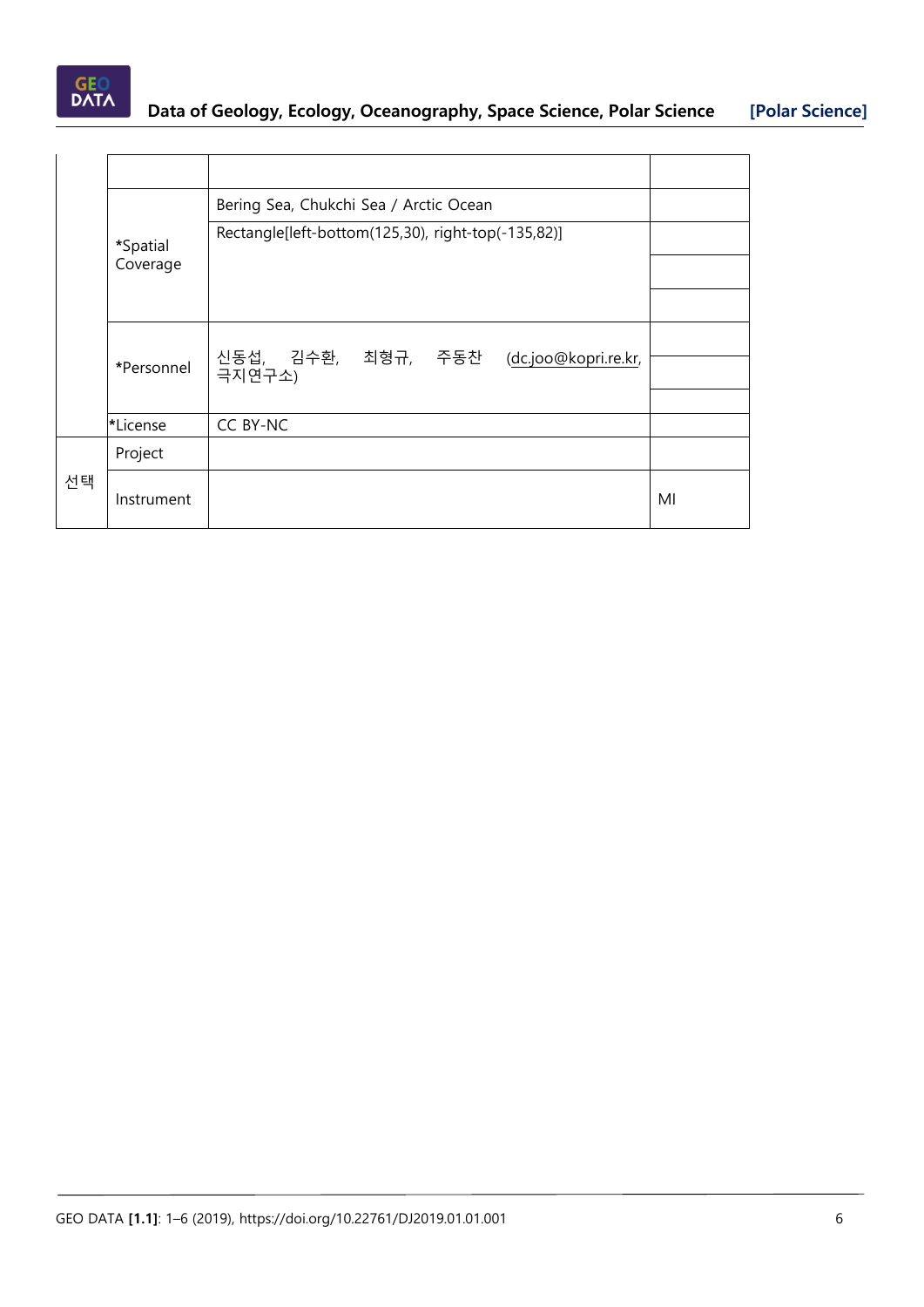| | | | |
|---|---|---|---|
| | | | |
| | *Spatial Coverage | Bering Sea, Chukchi Sea / Arctic Ocean | |
| | | Rectangle[left-bottom(125,30), right-top(-135,82)] | |
| | | | |
| | | | |
| | *Personnel | 신동섭, 김수환, 최형규, 주동찬 (dc.joo@kopri.re.kr, 극지연구소) | |
| | | | |
| | | | |
| | *License | CC BY-NC | |
| 선택 | Project | | |
| | Instrument | | MI |